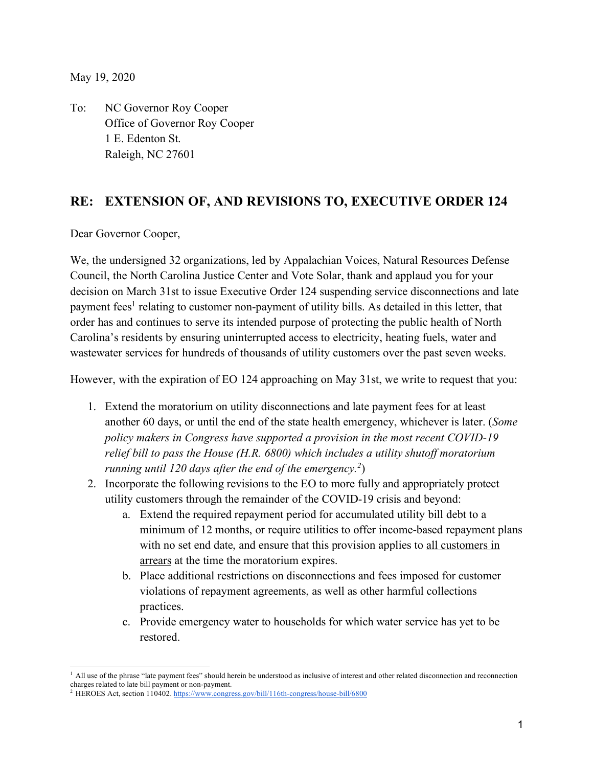May 19, 2020

To: NC Governor Roy Cooper
Office of Governor Roy Cooper
1 E. Edenton St.
Raleigh, NC 27601

## RE: EXTENSION OF, AND REVISIONS TO, EXECUTIVE ORDER 124

Dear Governor Cooper,

We, the undersigned 32 organizations, led by Appalachian Voices, Natural Resources Defense Council, the North Carolina Justice Center and Vote Solar, thank and applaud you for your decision on March 31st to issue Executive Order 124 suspending service disconnections and late payment fees[1] relating to customer non-payment of utility bills. As detailed in this letter, that order has and continues to serve its intended purpose of protecting the public health of North Carolina's residents by ensuring uninterrupted access to electricity, heating fuels, water and wastewater services for hundreds of thousands of utility customers over the past seven weeks.

However, with the expiration of EO 124 approaching on May 31st, we write to request that you:

1. Extend the moratorium on utility disconnections and late payment fees for at least another 60 days, or until the end of the state health emergency, whichever is later. (*Some policy makers in Congress have supported a provision in the most recent COVID-19 relief bill to pass the House (H.R. 6800) which includes a utility shutoff moratorium running until 120 days after the end of the emergency.[2]*)
2. Incorporate the following revisions to the EO to more fully and appropriately protect utility customers through the remainder of the COVID-19 crisis and beyond:
   a. Extend the required repayment period for accumulated utility bill debt to a minimum of 12 months, or require utilities to offer income-based repayment plans with no set end date, and ensure that this provision applies to <u>all customers in arrears</u> at the time the moratorium expires.
   b. Place additional restrictions on disconnections and fees imposed for customer violations of repayment agreements, as well as other harmful collections practices.
   c. Provide emergency water to households for which water service has yet to be restored.

[1] All use of the phrase "late payment fees" should herein be understood as inclusive of interest and other related disconnection and reconnection charges related to late bill payment or non-payment.

[2] HEROES Act, section 110402. https://www.congress.gov/bill/116th-congress/house-bill/6800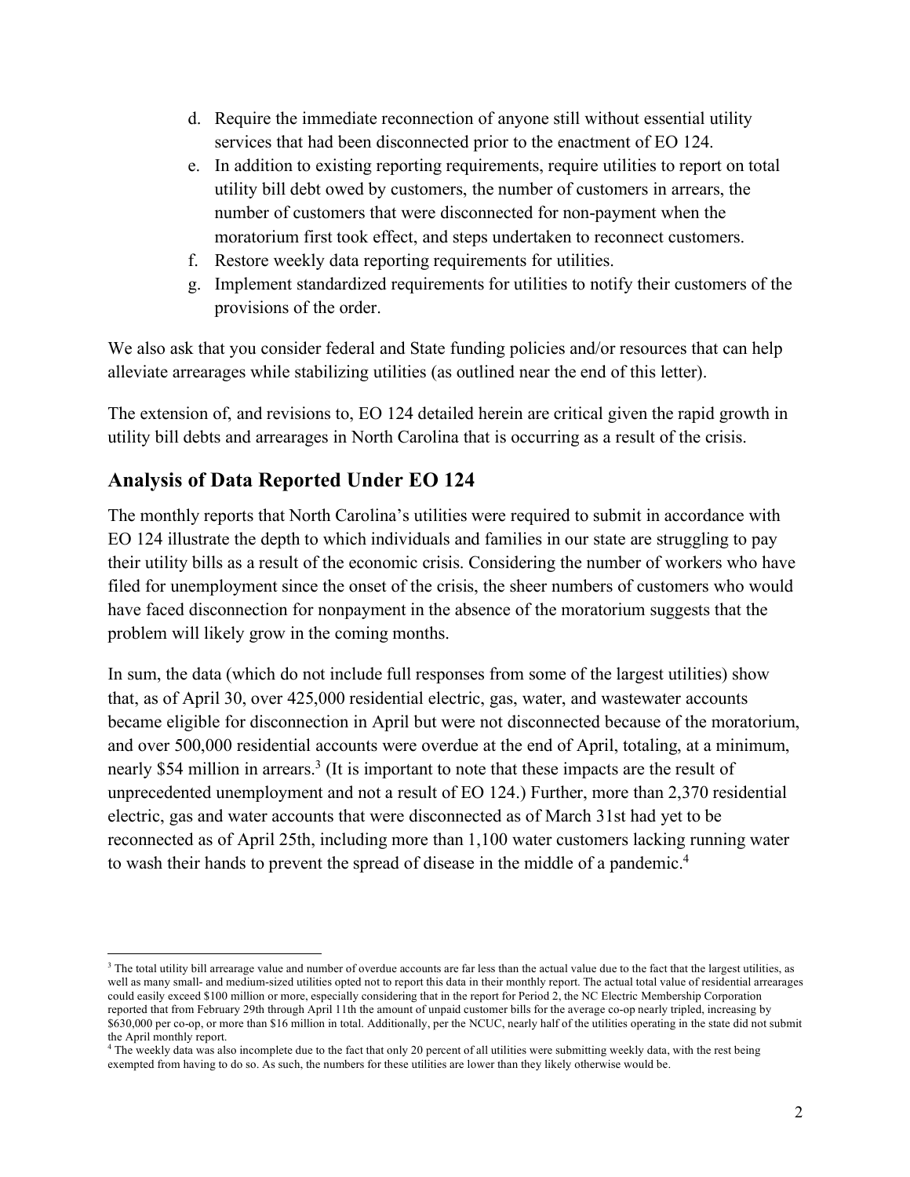d. Require the immediate reconnection of anyone still without essential utility services that had been disconnected prior to the enactment of EO 124.
e. In addition to existing reporting requirements, require utilities to report on total utility bill debt owed by customers, the number of customers in arrears, the number of customers that were disconnected for non-payment when the moratorium first took effect, and steps undertaken to reconnect customers.
f. Restore weekly data reporting requirements for utilities.
g. Implement standardized requirements for utilities to notify their customers of the provisions of the order.

We also ask that you consider federal and State funding policies and/or resources that can help alleviate arrearages while stabilizing utilities (as outlined near the end of this letter).

The extension of, and revisions to, EO 124 detailed herein are critical given the rapid growth in utility bill debts and arrearages in North Carolina that is occurring as a result of the crisis.

## Analysis of Data Reported Under EO 124

The monthly reports that North Carolina's utilities were required to submit in accordance with EO 124 illustrate the depth to which individuals and families in our state are struggling to pay their utility bills as a result of the economic crisis. Considering the number of workers who have filed for unemployment since the onset of the crisis, the sheer numbers of customers who would have faced disconnection for nonpayment in the absence of the moratorium suggests that the problem will likely grow in the coming months.

In sum, the data (which do not include full responses from some of the largest utilities) show that, as of April 30, over 425,000 residential electric, gas, water, and wastewater accounts became eligible for disconnection in April but were not disconnected because of the moratorium, and over 500,000 residential accounts were overdue at the end of April, totaling, at a minimum, nearly $54 million in arrears.[3] (It is important to note that these impacts are the result of unprecedented unemployment and not a result of EO 124.) Further, more than 2,370 residential electric, gas and water accounts that were disconnected as of March 31st had yet to be reconnected as of April 25th, including more than 1,100 water customers lacking running water to wash their hands to prevent the spread of disease in the middle of a pandemic.[4]

---

[3] The total utility bill arrearage value and number of overdue accounts are far less than the actual value due to the fact that the largest utilities, as well as many small- and medium-sized utilities opted not to report this data in their monthly report. The actual total value of residential arrearages could easily exceed $100 million or more, especially considering that in the report for Period 2, the NC Electric Membership Corporation reported that from February 29th through April 11th the amount of unpaid customer bills for the average co-op nearly tripled, increasing by $630,000 per co-op, or more than $16 million in total. Additionally, per the NCUC, nearly half of the utilities operating in the state did not submit the April monthly report.

[4] The weekly data was also incomplete due to the fact that only 20 percent of all utilities were submitting weekly data, with the rest being exempted from having to do so. As such, the numbers for these utilities are lower than they likely otherwise would be.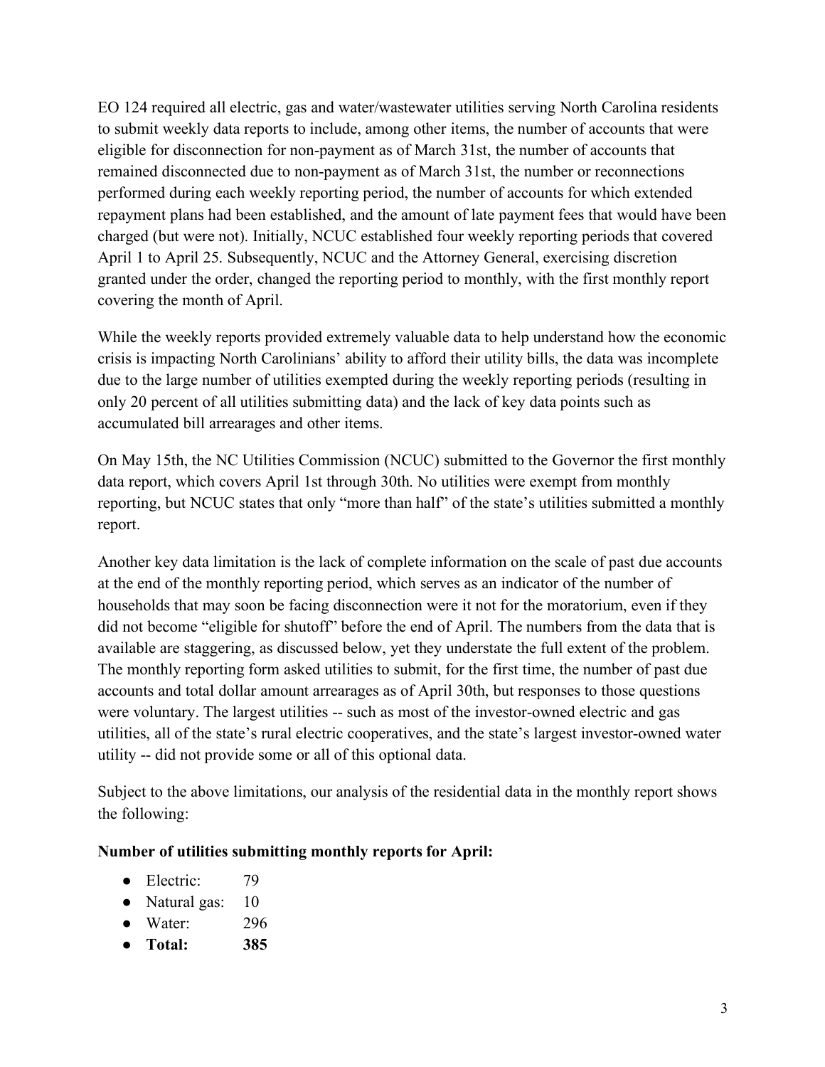EO 124 required all electric, gas and water/wastewater utilities serving North Carolina residents to submit weekly data reports to include, among other items, the number of accounts that were eligible for disconnection for non-payment as of March 31st, the number of accounts that remained disconnected due to non-payment as of March 31st, the number or reconnections performed during each weekly reporting period, the number of accounts for which extended repayment plans had been established, and the amount of late payment fees that would have been charged (but were not). Initially, NCUC established four weekly reporting periods that covered April 1 to April 25. Subsequently, NCUC and the Attorney General, exercising discretion granted under the order, changed the reporting period to monthly, with the first monthly report covering the month of April.

While the weekly reports provided extremely valuable data to help understand how the economic crisis is impacting North Carolinians' ability to afford their utility bills, the data was incomplete due to the large number of utilities exempted during the weekly reporting periods (resulting in only 20 percent of all utilities submitting data) and the lack of key data points such as accumulated bill arrearages and other items.

On May 15th, the NC Utilities Commission (NCUC) submitted to the Governor the first monthly data report, which covers April 1st through 30th. No utilities were exempt from monthly reporting, but NCUC states that only "more than half" of the state's utilities submitted a monthly report.

Another key data limitation is the lack of complete information on the scale of past due accounts at the end of the monthly reporting period, which serves as an indicator of the number of households that may soon be facing disconnection were it not for the moratorium, even if they did not become "eligible for shutoff" before the end of April. The numbers from the data that is available are staggering, as discussed below, yet they understate the full extent of the problem. The monthly reporting form asked utilities to submit, for the first time, the number of past due accounts and total dollar amount arrearages as of April 30th, but responses to those questions were voluntary. The largest utilities -- such as most of the investor-owned electric and gas utilities, all of the state's rural electric cooperatives, and the state's largest investor-owned water utility -- did not provide some or all of this optional data.

Subject to the above limitations, our analysis of the residential data in the monthly report shows the following:

**Number of utilities submitting monthly reports for April:**

- Electric: 79
- Natural gas: 10
- Water: 296
- **Total: 385**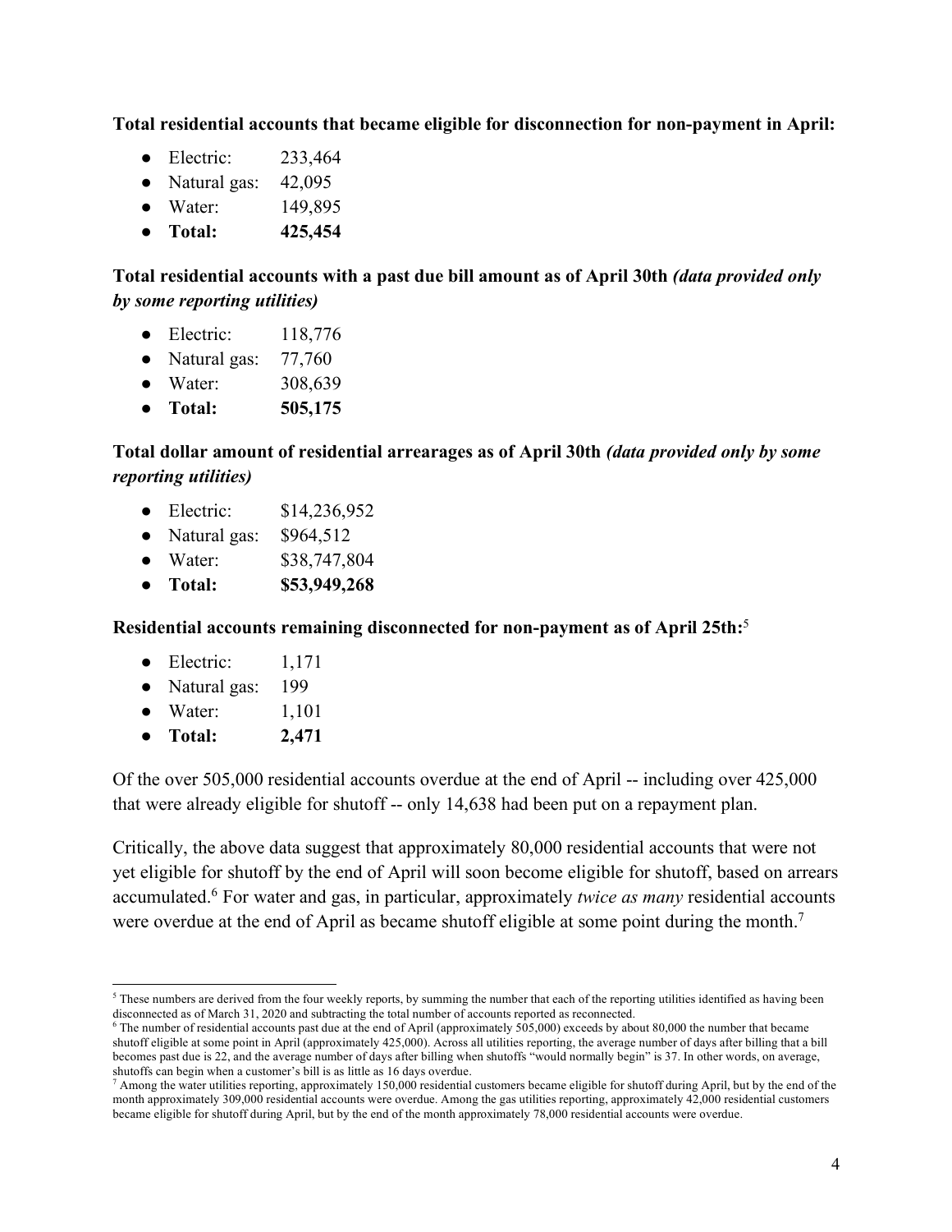**Total residential accounts that became eligible for disconnection for non-payment in April:**

- Electric: 233,464
- Natural gas: 42,095
- Water: 149,895
- **Total: 425,454**

**Total residential accounts with a past due bill amount as of April 30th** ***(data provided only by some reporting utilities)***

- Electric: 118,776
- Natural gas: 77,760
- Water: 308,639
- **Total: 505,175**

**Total dollar amount of residential arrearages as of April 30th** ***(data provided only by some reporting utilities)***

- Electric: $14,236,952
- Natural gas: $964,512
- Water: $38,747,804
- **Total: $53,949,268**

**Residential accounts remaining disconnected for non-payment as of April 25th:**[5]

- Electric: 1,171
- Natural gas: 199
- Water: 1,101
- **Total: 2,471**

Of the over 505,000 residential accounts overdue at the end of April -- including over 425,000 that were already eligible for shutoff -- only 14,638 had been put on a repayment plan.

Critically, the above data suggest that approximately 80,000 residential accounts that were not yet eligible for shutoff by the end of April will soon become eligible for shutoff, based on arrears accumulated.[6] For water and gas, in particular, approximately *twice as many* residential accounts were overdue at the end of April as became shutoff eligible at some point during the month.[7]

---

[5] These numbers are derived from the four weekly reports, by summing the number that each of the reporting utilities identified as having been disconnected as of March 31, 2020 and subtracting the total number of accounts reported as reconnected.

[6] The number of residential accounts past due at the end of April (approximately 505,000) exceeds by about 80,000 the number that became shutoff eligible at some point in April (approximately 425,000). Across all utilities reporting, the average number of days after billing that a bill becomes past due is 22, and the average number of days after billing when shutoffs "would normally begin" is 37. In other words, on average, shutoffs can begin when a customer's bill is as little as 16 days overdue.

[7] Among the water utilities reporting, approximately 150,000 residential customers became eligible for shutoff during April, but by the end of the month approximately 309,000 residential accounts were overdue. Among the gas utilities reporting, approximately 42,000 residential customers became eligible for shutoff during April, but by the end of the month approximately 78,000 residential accounts were overdue.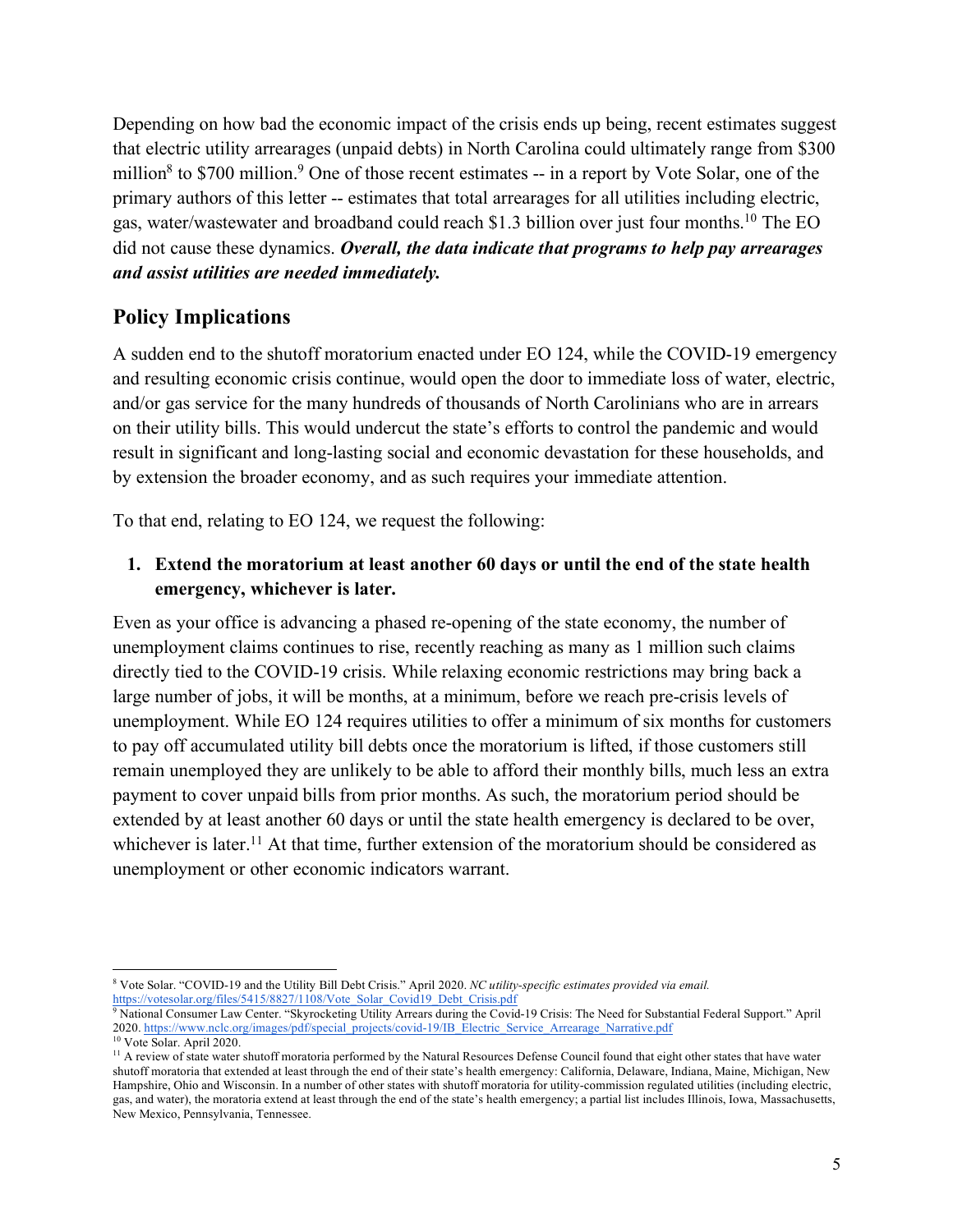Depending on how bad the economic impact of the crisis ends up being, recent estimates suggest that electric utility arrearages (unpaid debts) in North Carolina could ultimately range from $300 million[8] to $700 million.[9] One of those recent estimates -- in a report by Vote Solar, one of the primary authors of this letter -- estimates that total arrearages for all utilities including electric, gas, water/wastewater and broadband could reach $1.3 billion over just four months.[10] The EO did not cause these dynamics. ***Overall, the data indicate that programs to help pay arrearages and assist utilities are needed immediately.***

## Policy Implications

A sudden end to the shutoff moratorium enacted under EO 124, while the COVID-19 emergency and resulting economic crisis continue, would open the door to immediate loss of water, electric, and/or gas service for the many hundreds of thousands of North Carolinians who are in arrears on their utility bills. This would undercut the state's efforts to control the pandemic and would result in significant and long-lasting social and economic devastation for these households, and by extension the broader economy, and as such requires your immediate attention.

To that end, relating to EO 124, we request the following:

1. **Extend the moratorium at least another 60 days or until the end of the state health emergency, whichever is later.**

Even as your office is advancing a phased re-opening of the state economy, the number of unemployment claims continues to rise, recently reaching as many as 1 million such claims directly tied to the COVID-19 crisis. While relaxing economic restrictions may bring back a large number of jobs, it will be months, at a minimum, before we reach pre-crisis levels of unemployment. While EO 124 requires utilities to offer a minimum of six months for customers to pay off accumulated utility bill debts once the moratorium is lifted, if those customers still remain unemployed they are unlikely to be able to afford their monthly bills, much less an extra payment to cover unpaid bills from prior months. As such, the moratorium period should be extended by at least another 60 days or until the state health emergency is declared to be over, whichever is later.[11] At that time, further extension of the moratorium should be considered as unemployment or other economic indicators warrant.

---

[8] Vote Solar. "COVID-19 and the Utility Bill Debt Crisis." April 2020. *NC utility-specific estimates provided via email.* https://votesolar.org/files/5415/8827/1108/Vote_Solar_Covid19_Debt_Crisis.pdf

[9] National Consumer Law Center. "Skyrocketing Utility Arrears during the Covid-19 Crisis: The Need for Substantial Federal Support." April 2020. https://www.nclc.org/images/pdf/special_projects/covid-19/IB_Electric_Service_Arrearage_Narrative.pdf

[10] Vote Solar. April 2020.

[11] A review of state water shutoff moratoria performed by the Natural Resources Defense Council found that eight other states that have water shutoff moratoria that extended at least through the end of their state's health emergency: California, Delaware, Indiana, Maine, Michigan, New Hampshire, Ohio and Wisconsin. In a number of other states with shutoff moratoria for utility-commission regulated utilities (including electric, gas, and water), the moratoria extend at least through the end of the state's health emergency; a partial list includes Illinois, Iowa, Massachusetts, New Mexico, Pennsylvania, Tennessee.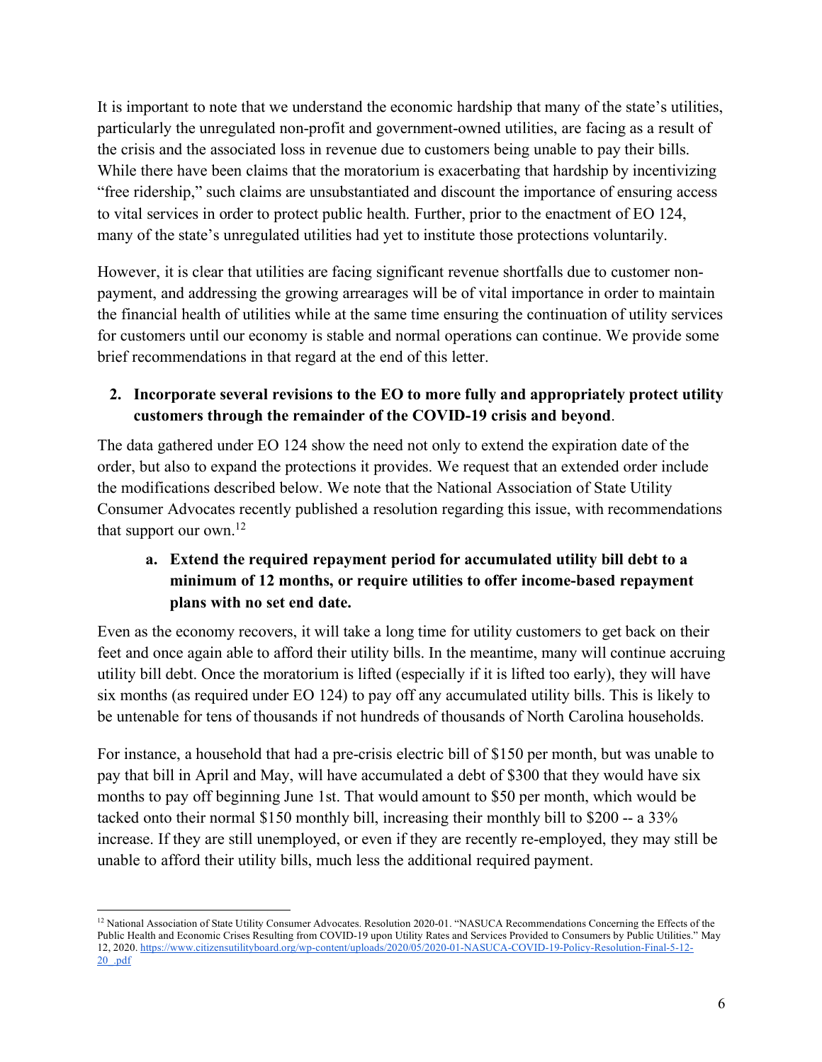It is important to note that we understand the economic hardship that many of the state's utilities, particularly the unregulated non-profit and government-owned utilities, are facing as a result of the crisis and the associated loss in revenue due to customers being unable to pay their bills. While there have been claims that the moratorium is exacerbating that hardship by incentivizing "free ridership," such claims are unsubstantiated and discount the importance of ensuring access to vital services in order to protect public health. Further, prior to the enactment of EO 124, many of the state's unregulated utilities had yet to institute those protections voluntarily.

However, it is clear that utilities are facing significant revenue shortfalls due to customer non-payment, and addressing the growing arrearages will be of vital importance in order to maintain the financial health of utilities while at the same time ensuring the continuation of utility services for customers until our economy is stable and normal operations can continue. We provide some brief recommendations in that regard at the end of this letter.

2. **Incorporate several revisions to the EO to more fully and appropriately protect utility customers through the remainder of the COVID-19 crisis and beyond**.

The data gathered under EO 124 show the need not only to extend the expiration date of the order, but also to expand the protections it provides. We request that an extended order include the modifications described below. We note that the National Association of State Utility Consumer Advocates recently published a resolution regarding this issue, with recommendations that support our own.[12]

   a. **Extend the required repayment period for accumulated utility bill debt to a minimum of 12 months, or require utilities to offer income-based repayment plans with no set end date.**

Even as the economy recovers, it will take a long time for utility customers to get back on their feet and once again able to afford their utility bills. In the meantime, many will continue accruing utility bill debt. Once the moratorium is lifted (especially if it is lifted too early), they will have six months (as required under EO 124) to pay off any accumulated utility bills. This is likely to be untenable for tens of thousands if not hundreds of thousands of North Carolina households.

For instance, a household that had a pre-crisis electric bill of $150 per month, but was unable to pay that bill in April and May, will have accumulated a debt of $300 that they would have six months to pay off beginning June 1st. That would amount to $50 per month, which would be tacked onto their normal $150 monthly bill, increasing their monthly bill to $200 -- a 33% increase. If they are still unemployed, or even if they are recently re-employed, they may still be unable to afford their utility bills, much less the additional required payment.

---

[12] National Association of State Utility Consumer Advocates. Resolution 2020-01. "NASUCA Recommendations Concerning the Effects of the Public Health and Economic Crises Resulting from COVID-19 upon Utility Rates and Services Provided to Consumers by Public Utilities." May 12, 2020. https://www.citizensutilityboard.org/wp-content/uploads/2020/05/2020-01-NASUCA-COVID-19-Policy-Resolution-Final-5-12-20_.pdf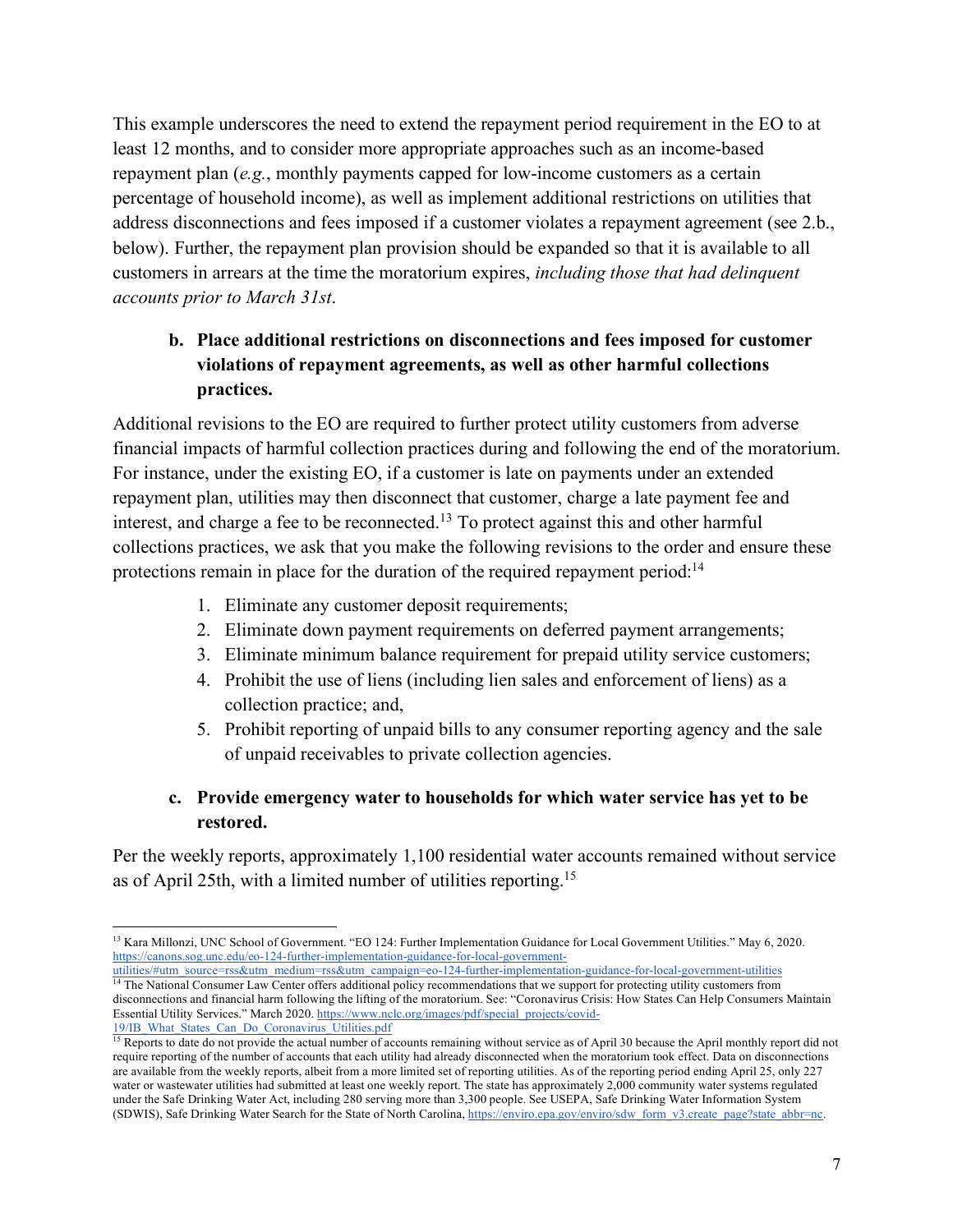This example underscores the need to extend the repayment period requirement in the EO to at least 12 months, and to consider more appropriate approaches such as an income-based repayment plan (*e.g.*, monthly payments capped for low-income customers as a certain percentage of household income), as well as implement additional restrictions on utilities that address disconnections and fees imposed if a customer violates a repayment agreement (see 2.b., below). Further, the repayment plan provision should be expanded so that it is available to all customers in arrears at the time the moratorium expires, *including those that had delinquent accounts prior to March 31st*.

### b. Place additional restrictions on disconnections and fees imposed for customer violations of repayment agreements, as well as other harmful collections practices.

Additional revisions to the EO are required to further protect utility customers from adverse financial impacts of harmful collection practices during and following the end of the moratorium. For instance, under the existing EO, if a customer is late on payments under an extended repayment plan, utilities may then disconnect that customer, charge a late payment fee and interest, and charge a fee to be reconnected.[13] To protect against this and other harmful collections practices, we ask that you make the following revisions to the order and ensure these protections remain in place for the duration of the required repayment period:[14]

1. Eliminate any customer deposit requirements;
2. Eliminate down payment requirements on deferred payment arrangements;
3. Eliminate minimum balance requirement for prepaid utility service customers;
4. Prohibit the use of liens (including lien sales and enforcement of liens) as a collection practice; and,
5. Prohibit reporting of unpaid bills to any consumer reporting agency and the sale of unpaid receivables to private collection agencies.

### c. Provide emergency water to households for which water service has yet to be restored.

Per the weekly reports, approximately 1,100 residential water accounts remained without service as of April 25th, with a limited number of utilities reporting.[15]

---

[13] Kara Millonzi, UNC School of Government. "EO 124: Further Implementation Guidance for Local Government Utilities." May 6, 2020. https://canons.sog.unc.edu/eo-124-further-implementation-guidance-for-local-government-utilities/#utm_source=rss&utm_medium=rss&utm_campaign=eo-124-further-implementation-guidance-for-local-government-utilities

[14] The National Consumer Law Center offers additional policy recommendations that we support for protecting utility customers from disconnections and financial harm following the lifting of the moratorium. See: "Coronavirus Crisis: How States Can Help Consumers Maintain Essential Utility Services." March 2020. https://www.nclc.org/images/pdf/special_projects/covid-19/IB_What_States_Can_Do_Coronavirus_Utilities.pdf

[15] Reports to date do not provide the actual number of accounts remaining without service as of April 30 because the April monthly report did not require reporting of the number of accounts that each utility had already disconnected when the moratorium took effect. Data on disconnections are available from the weekly reports, albeit from a more limited set of reporting utilities. As of the reporting period ending April 25, only 227 water or wastewater utilities had submitted at least one weekly report. The state has approximately 2,000 community water systems regulated under the Safe Drinking Water Act, including 280 serving more than 3,300 people. See USEPA, Safe Drinking Water Information System (SDWIS), Safe Drinking Water Search for the State of North Carolina, https://enviro.epa.gov/enviro/sdw_form_v3.create_page?state_abbr=nc.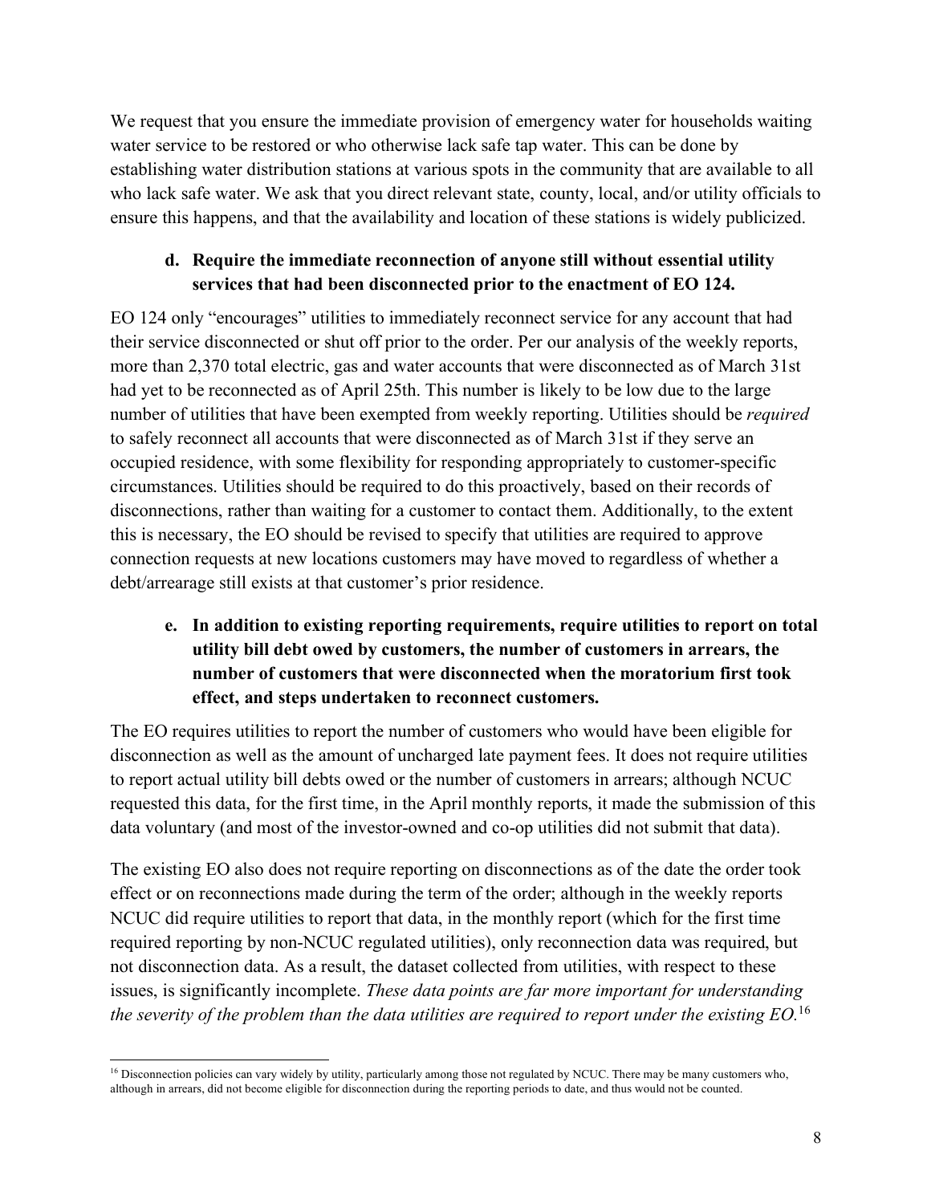We request that you ensure the immediate provision of emergency water for households waiting water service to be restored or who otherwise lack safe tap water. This can be done by establishing water distribution stations at various spots in the community that are available to all who lack safe water. We ask that you direct relevant state, county, local, and/or utility officials to ensure this happens, and that the availability and location of these stations is widely publicized.

**d. Require the immediate reconnection of anyone still without essential utility services that had been disconnected prior to the enactment of EO 124.**

EO 124 only "encourages" utilities to immediately reconnect service for any account that had their service disconnected or shut off prior to the order. Per our analysis of the weekly reports, more than 2,370 total electric, gas and water accounts that were disconnected as of March 31st had yet to be reconnected as of April 25th. This number is likely to be low due to the large number of utilities that have been exempted from weekly reporting. Utilities should be *required* to safely reconnect all accounts that were disconnected as of March 31st if they serve an occupied residence, with some flexibility for responding appropriately to customer-specific circumstances. Utilities should be required to do this proactively, based on their records of disconnections, rather than waiting for a customer to contact them. Additionally, to the extent this is necessary, the EO should be revised to specify that utilities are required to approve connection requests at new locations customers may have moved to regardless of whether a debt/arrearage still exists at that customer's prior residence.

**e. In addition to existing reporting requirements, require utilities to report on total utility bill debt owed by customers, the number of customers in arrears, the number of customers that were disconnected when the moratorium first took effect, and steps undertaken to reconnect customers.**

The EO requires utilities to report the number of customers who would have been eligible for disconnection as well as the amount of uncharged late payment fees. It does not require utilities to report actual utility bill debts owed or the number of customers in arrears; although NCUC requested this data, for the first time, in the April monthly reports, it made the submission of this data voluntary (and most of the investor-owned and co-op utilities did not submit that data).

The existing EO also does not require reporting on disconnections as of the date the order took effect or on reconnections made during the term of the order; although in the weekly reports NCUC did require utilities to report that data, in the monthly report (which for the first time required reporting by non-NCUC regulated utilities), only reconnection data was required, but not disconnection data. As a result, the dataset collected from utilities, with respect to these issues, is significantly incomplete. *These data points are far more important for understanding the severity of the problem than the data utilities are required to report under the existing EO.*[16]

[16] Disconnection policies can vary widely by utility, particularly among those not regulated by NCUC. There may be many customers who, although in arrears, did not become eligible for disconnection during the reporting periods to date, and thus would not be counted.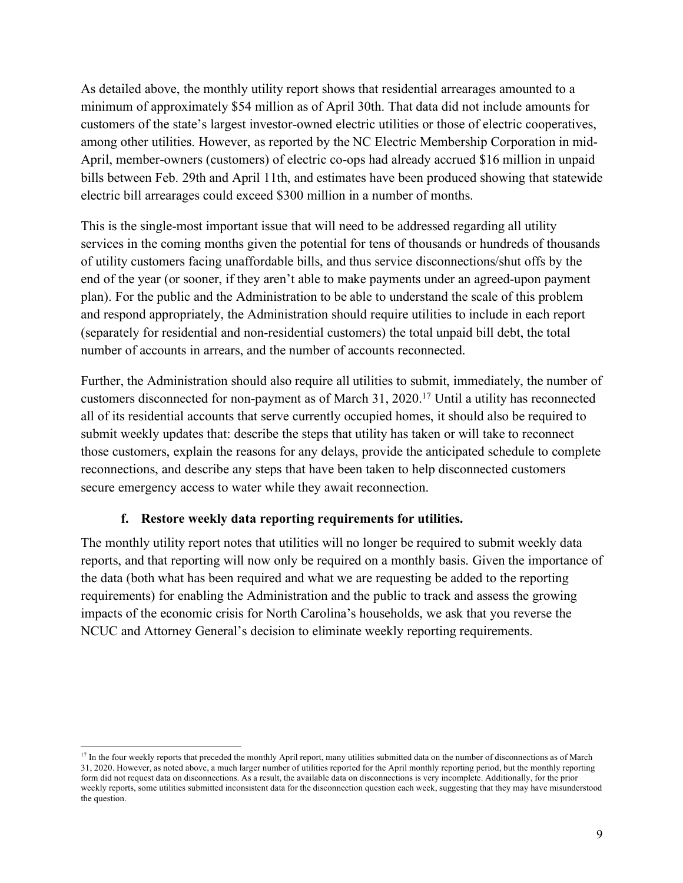As detailed above, the monthly utility report shows that residential arrearages amounted to a minimum of approximately $54 million as of April 30th. That data did not include amounts for customers of the state's largest investor-owned electric utilities or those of electric cooperatives, among other utilities. However, as reported by the NC Electric Membership Corporation in mid-April, member-owners (customers) of electric co-ops had already accrued $16 million in unpaid bills between Feb. 29th and April 11th, and estimates have been produced showing that statewide electric bill arrearages could exceed $300 million in a number of months.

This is the single-most important issue that will need to be addressed regarding all utility services in the coming months given the potential for tens of thousands or hundreds of thousands of utility customers facing unaffordable bills, and thus service disconnections/shut offs by the end of the year (or sooner, if they aren't able to make payments under an agreed-upon payment plan). For the public and the Administration to be able to understand the scale of this problem and respond appropriately, the Administration should require utilities to include in each report (separately for residential and non-residential customers) the total unpaid bill debt, the total number of accounts in arrears, and the number of accounts reconnected.

Further, the Administration should also require all utilities to submit, immediately, the number of customers disconnected for non-payment as of March 31, 2020.[17] Until a utility has reconnected all of its residential accounts that serve currently occupied homes, it should also be required to submit weekly updates that: describe the steps that utility has taken or will take to reconnect those customers, explain the reasons for any delays, provide the anticipated schedule to complete reconnections, and describe any steps that have been taken to help disconnected customers secure emergency access to water while they await reconnection.

#### f. Restore weekly data reporting requirements for utilities.

The monthly utility report notes that utilities will no longer be required to submit weekly data reports, and that reporting will now only be required on a monthly basis. Given the importance of the data (both what has been required and what we are requesting be added to the reporting requirements) for enabling the Administration and the public to track and assess the growing impacts of the economic crisis for North Carolina's households, we ask that you reverse the NCUC and Attorney General's decision to eliminate weekly reporting requirements.

---

[17] In the four weekly reports that preceded the monthly April report, many utilities submitted data on the number of disconnections as of March 31, 2020. However, as noted above, a much larger number of utilities reported for the April monthly reporting period, but the monthly reporting form did not request data on disconnections. As a result, the available data on disconnections is very incomplete. Additionally, for the prior weekly reports, some utilities submitted inconsistent data for the disconnection question each week, suggesting that they may have misunderstood the question.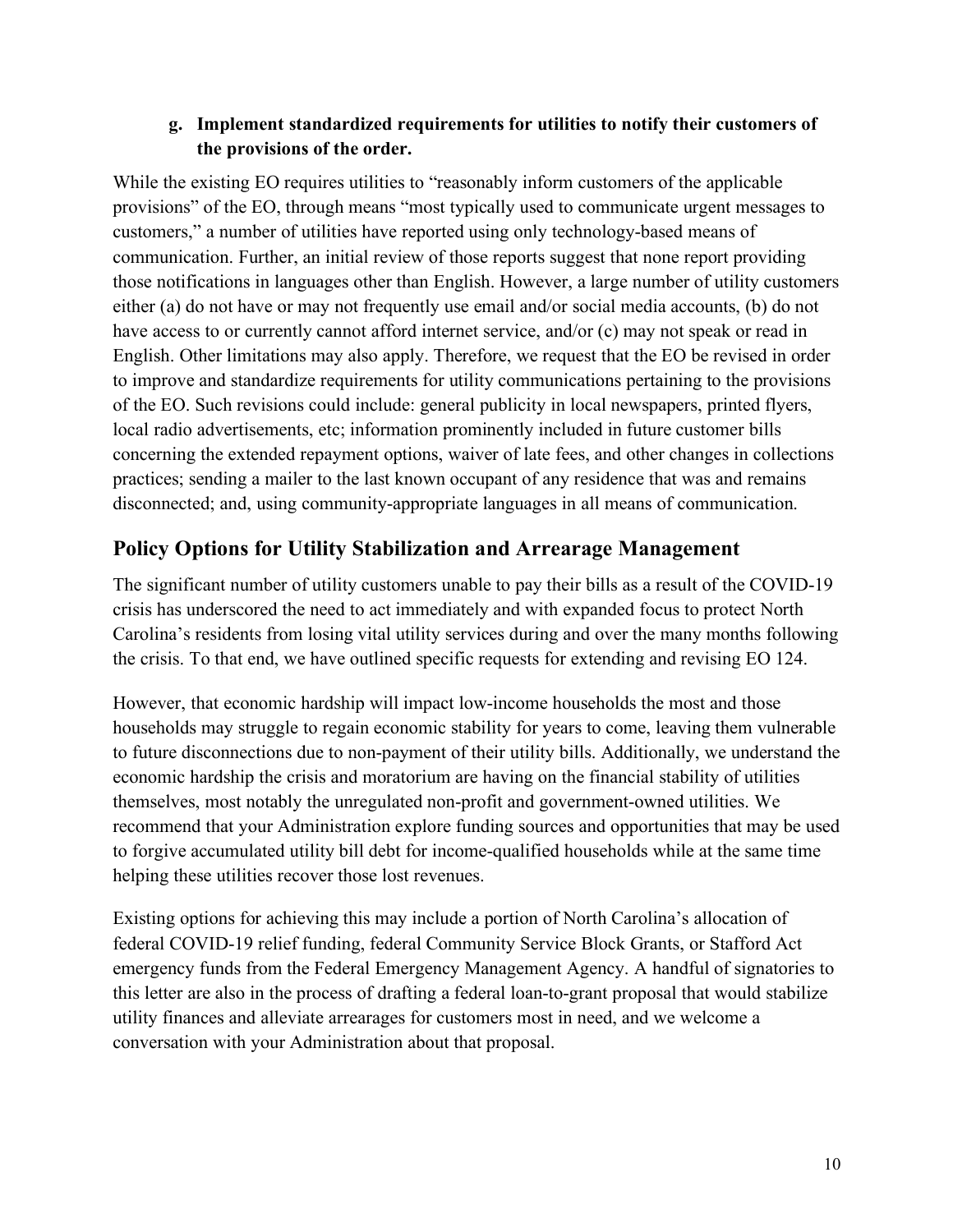**g. Implement standardized requirements for utilities to notify their customers of the provisions of the order.**

While the existing EO requires utilities to "reasonably inform customers of the applicable provisions" of the EO, through means "most typically used to communicate urgent messages to customers," a number of utilities have reported using only technology-based means of communication. Further, an initial review of those reports suggest that none report providing those notifications in languages other than English. However, a large number of utility customers either (a) do not have or may not frequently use email and/or social media accounts, (b) do not have access to or currently cannot afford internet service, and/or (c) may not speak or read in English. Other limitations may also apply. Therefore, we request that the EO be revised in order to improve and standardize requirements for utility communications pertaining to the provisions of the EO. Such revisions could include: general publicity in local newspapers, printed flyers, local radio advertisements, etc; information prominently included in future customer bills concerning the extended repayment options, waiver of late fees, and other changes in collections practices; sending a mailer to the last known occupant of any residence that was and remains disconnected; and, using community-appropriate languages in all means of communication.

## Policy Options for Utility Stabilization and Arrearage Management

The significant number of utility customers unable to pay their bills as a result of the COVID-19 crisis has underscored the need to act immediately and with expanded focus to protect North Carolina's residents from losing vital utility services during and over the many months following the crisis. To that end, we have outlined specific requests for extending and revising EO 124.

However, that economic hardship will impact low-income households the most and those households may struggle to regain economic stability for years to come, leaving them vulnerable to future disconnections due to non-payment of their utility bills. Additionally, we understand the economic hardship the crisis and moratorium are having on the financial stability of utilities themselves, most notably the unregulated non-profit and government-owned utilities. We recommend that your Administration explore funding sources and opportunities that may be used to forgive accumulated utility bill debt for income-qualified households while at the same time helping these utilities recover those lost revenues.

Existing options for achieving this may include a portion of North Carolina's allocation of federal COVID-19 relief funding, federal Community Service Block Grants, or Stafford Act emergency funds from the Federal Emergency Management Agency. A handful of signatories to this letter are also in the process of drafting a federal loan-to-grant proposal that would stabilize utility finances and alleviate arrearages for customers most in need, and we welcome a conversation with your Administration about that proposal.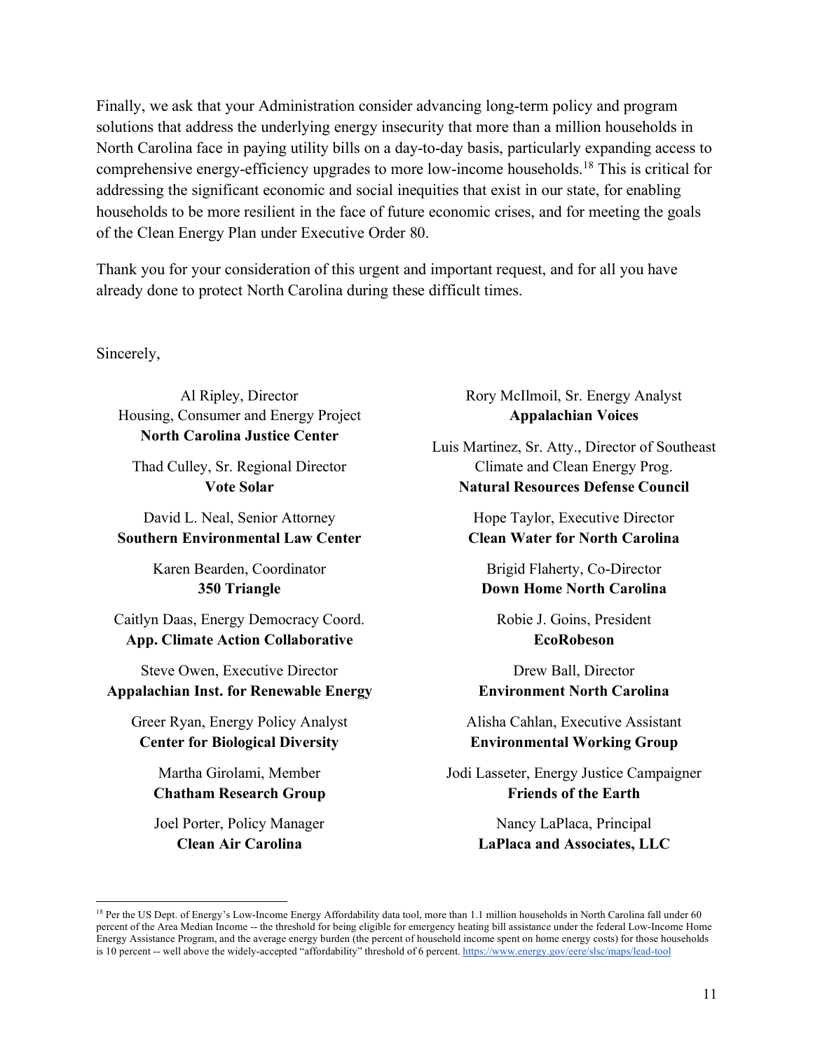Finally, we ask that your Administration consider advancing long-term policy and program solutions that address the underlying energy insecurity that more than a million households in North Carolina face in paying utility bills on a day-to-day basis, particularly expanding access to comprehensive energy-efficiency upgrades to more low-income households.[18] This is critical for addressing the significant economic and social inequities that exist in our state, for enabling households to be more resilient in the face of future economic crises, and for meeting the goals of the Clean Energy Plan under Executive Order 80.

Thank you for your consideration of this urgent and important request, and for all you have already done to protect North Carolina during these difficult times.

Sincerely,

Al Ripley, Director
Housing, Consumer and Energy Project
**North Carolina Justice Center**

Thad Culley, Sr. Regional Director
**Vote Solar**

David L. Neal, Senior Attorney
**Southern Environmental Law Center**

Karen Bearden, Coordinator
**350 Triangle**

Caitlyn Daas, Energy Democracy Coord.
**App. Climate Action Collaborative**

Steve Owen, Executive Director
**Appalachian Inst. for Renewable Energy**

Greer Ryan, Energy Policy Analyst
**Center for Biological Diversity**

Martha Girolami, Member
**Chatham Research Group**

Joel Porter, Policy Manager
**Clean Air Carolina**

Rory McIlmoil, Sr. Energy Analyst
**Appalachian Voices**

Luis Martinez, Sr. Atty., Director of Southeast Climate and Clean Energy Prog.
**Natural Resources Defense Council**

Hope Taylor, Executive Director
**Clean Water for North Carolina**

Brigid Flaherty, Co-Director
**Down Home North Carolina**

Robie J. Goins, President
**EcoRobeson**

Drew Ball, Director
**Environment North Carolina**

Alisha Cahlan, Executive Assistant
**Environmental Working Group**

Jodi Lasseter, Energy Justice Campaigner
**Friends of the Earth**

Nancy LaPlaca, Principal
**LaPlaca and Associates, LLC**

---

[18] Per the US Dept. of Energy's Low-Income Energy Affordability data tool, more than 1.1 million households in North Carolina fall under 60 percent of the Area Median Income -- the threshold for being eligible for emergency heating bill assistance under the federal Low-Income Home Energy Assistance Program, and the average energy burden (the percent of household income spent on home energy costs) for those households is 10 percent -- well above the widely-accepted "affordability" threshold of 6 percent. https://www.energy.gov/eere/slsc/maps/lead-tool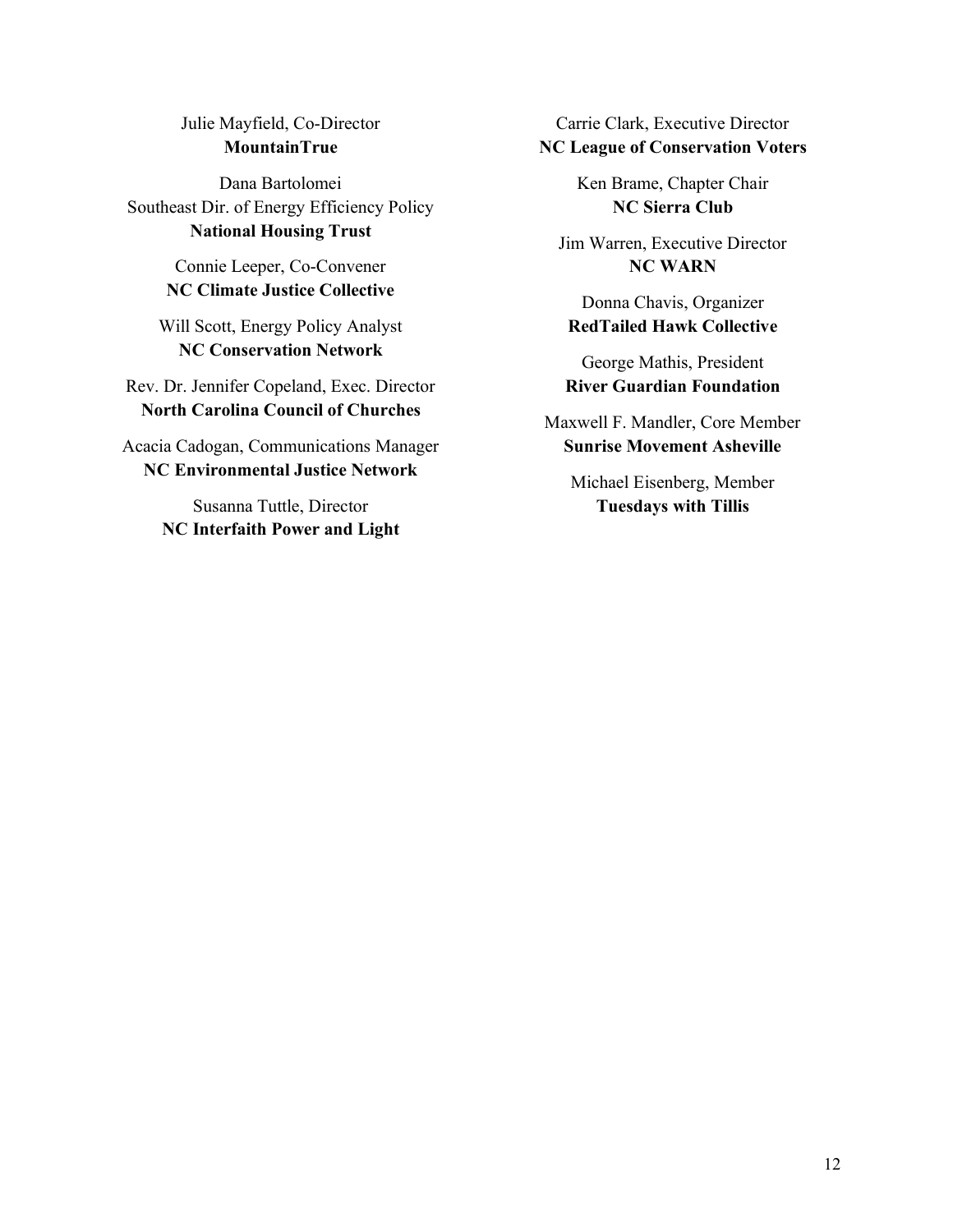Julie Mayfield, Co-Director
**MountainTrue**

Dana Bartolomei
Southeast Dir. of Energy Efficiency Policy
**National Housing Trust**

Connie Leeper, Co-Convener
**NC Climate Justice Collective**

Will Scott, Energy Policy Analyst
**NC Conservation Network**

Rev. Dr. Jennifer Copeland, Exec. Director
**North Carolina Council of Churches**

Acacia Cadogan, Communications Manager
**NC Environmental Justice Network**

Susanna Tuttle, Director
**NC Interfaith Power and Light**

Carrie Clark, Executive Director
**NC League of Conservation Voters**

Ken Brame, Chapter Chair
**NC Sierra Club**

Jim Warren, Executive Director
**NC WARN**

Donna Chavis, Organizer
**RedTailed Hawk Collective**

George Mathis, President
**River Guardian Foundation**

Maxwell F. Mandler, Core Member
**Sunrise Movement Asheville**

Michael Eisenberg, Member
**Tuesdays with Tillis**